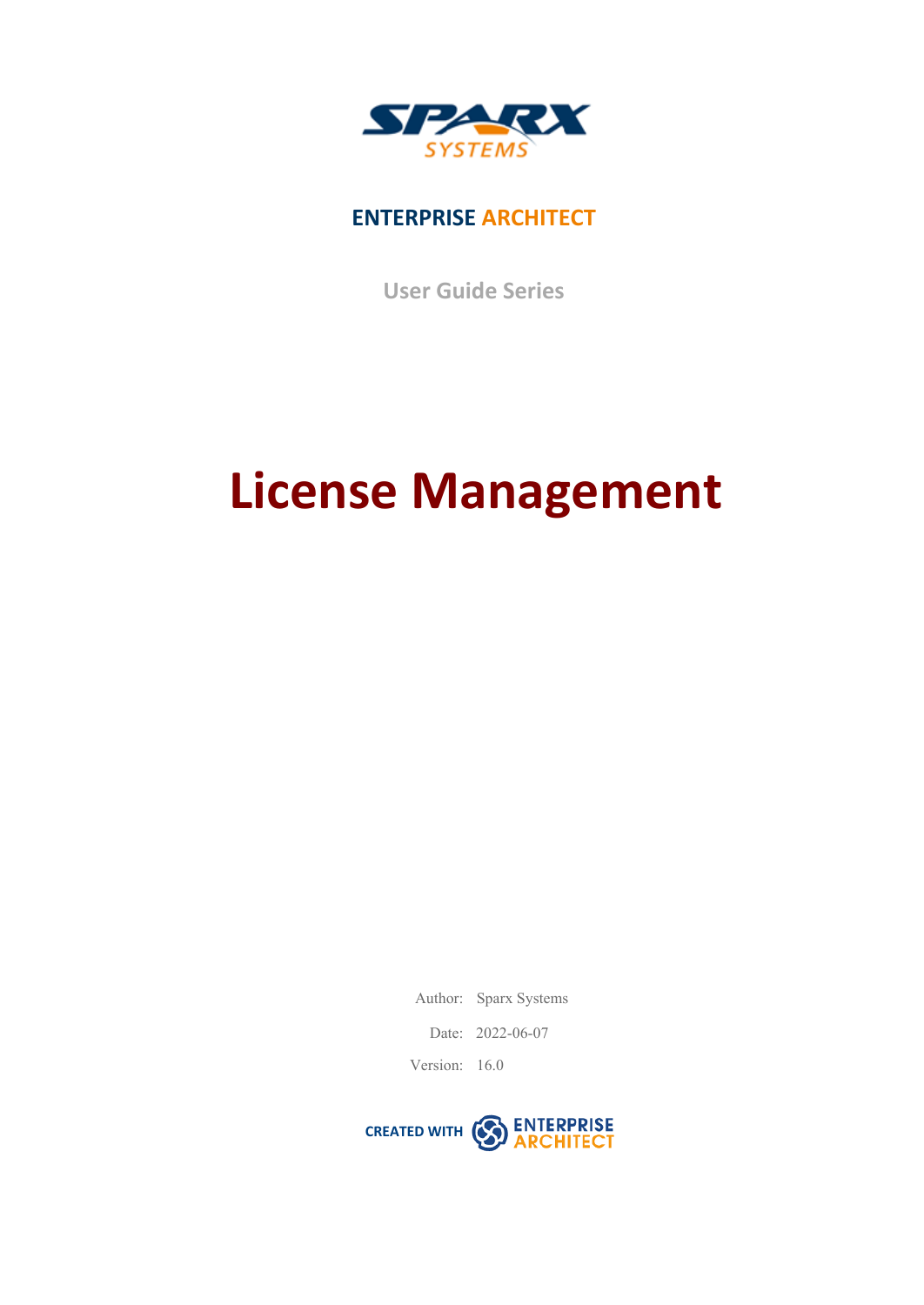SPARX SYSTEMS

ENTERPRISE ARCHITECT

User Guide Series

# License Management

Author: Sparx Systems

Date: 2022-06-07

Version: 16.0

CREATED WITH ENTERPRISE ARCHITECT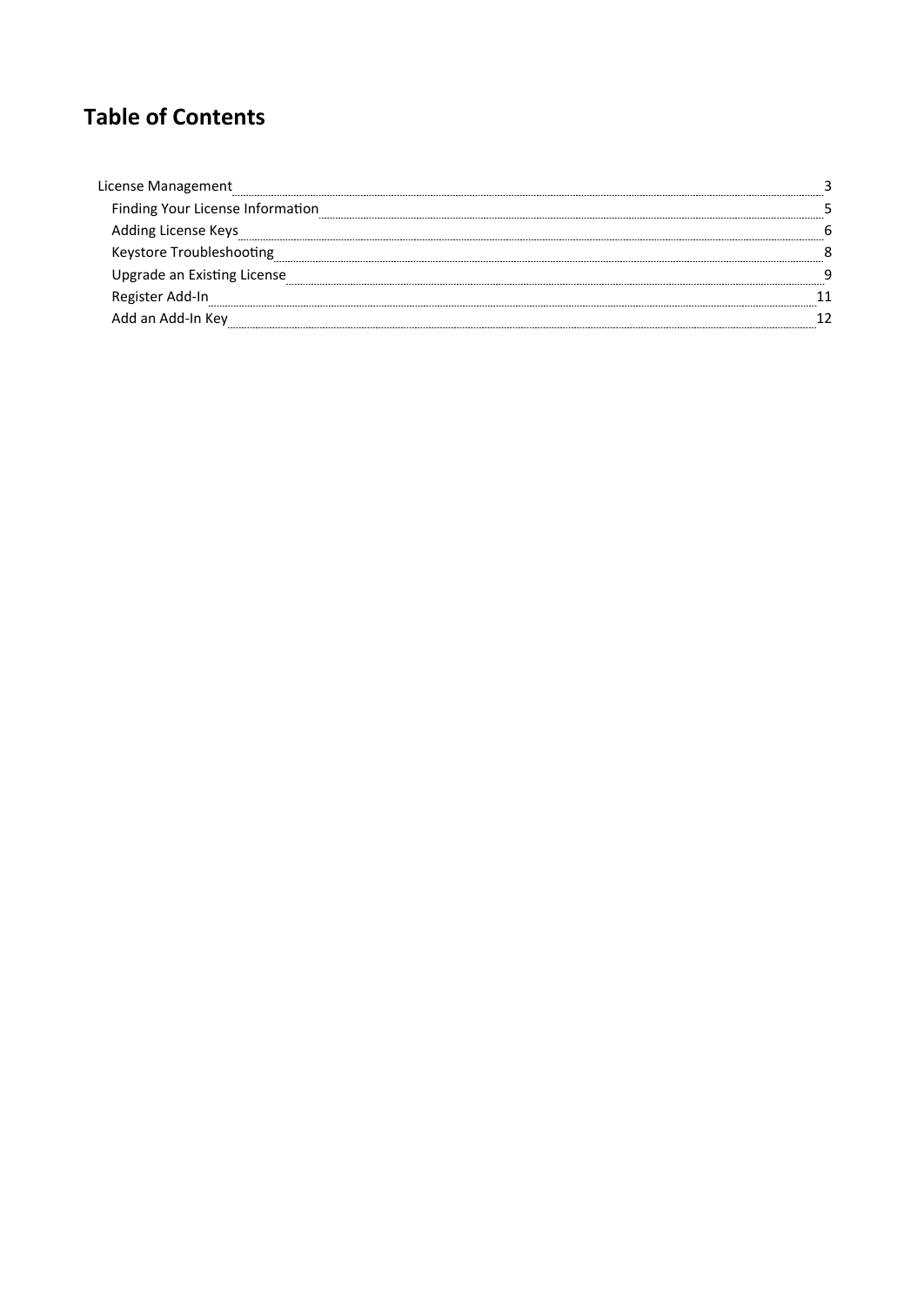# Table of Contents

- License Management 3
  - Finding Your License Information 5
  - Adding License Keys 6
  - Keystore Troubleshooting 8
  - Upgrade an Existing License 9
  - Register Add-In 11
  - Add an Add-In Key 12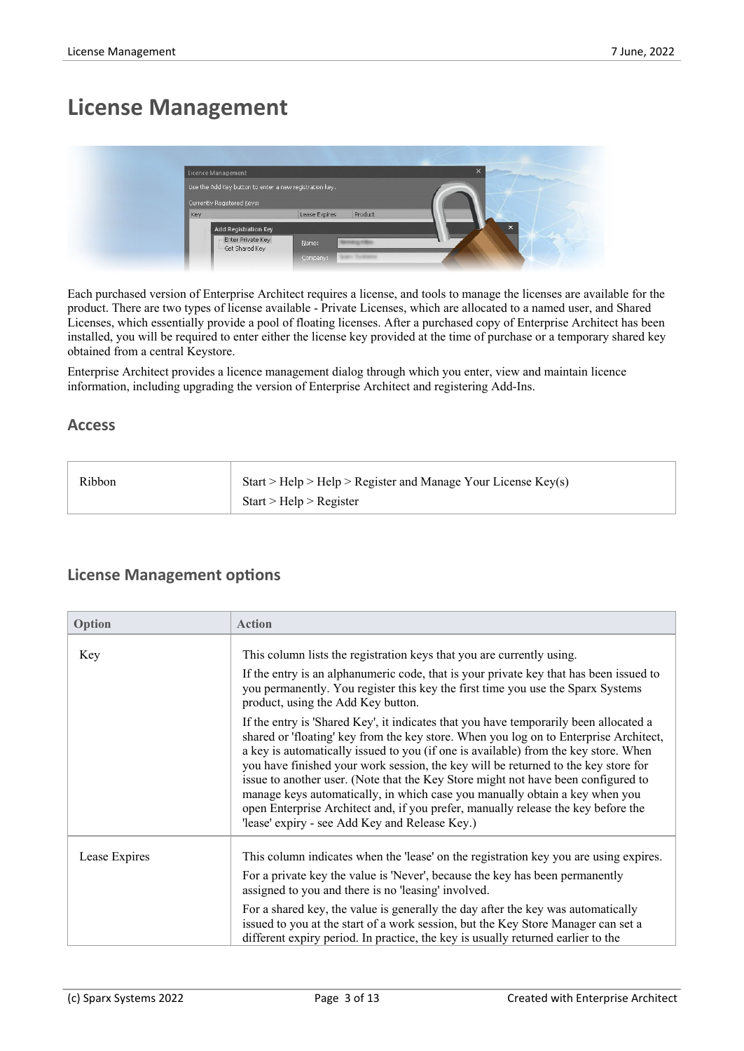# License Management

Each purchased version of Enterprise Architect requires a license, and tools to manage the licenses are available for the product. There are two types of license available - Private Licenses, which are allocated to a named user, and Shared Licenses, which essentially provide a pool of floating licenses. After a purchased copy of Enterprise Architect has been installed, you will be required to enter either the license key provided at the time of purchase or a temporary shared key obtained from a central Keystore.

Enterprise Architect provides a licence management dialog through which you enter, view and maintain licence information, including upgrading the version of Enterprise Architect and registering Add-Ins.

## Access

| | |
|---|---|
| Ribbon | Start > Help > Help > Register and Manage Your License Key(s)<br>Start > Help > Register |

## License Management options

| Option | Action |
|---|---|
| Key | This column lists the registration keys that you are currently using.<br>If the entry is an alphanumeric code, that is your private key that has been issued to you permanently. You register this key the first time you use the Sparx Systems product, using the Add Key button.<br>If the entry is 'Shared Key', it indicates that you have temporarily been allocated a shared or 'floating' key from the key store. When you log on to Enterprise Architect, a key is automatically issued to you (if one is available) from the key store. When you have finished your work session, the key will be returned to the key store for issue to another user. (Note that the Key Store might not have been configured to manage keys automatically, in which case you manually obtain a key when you open Enterprise Architect and, if you prefer, manually release the key before the 'lease' expiry - see Add Key and Release Key.) |
| Lease Expires | This column indicates when the 'lease' on the registration key you are using expires.<br>For a private key the value is 'Never', because the key has been permanently assigned to you and there is no 'leasing' involved.<br>For a shared key, the value is generally the day after the key was automatically issued to you at the start of a work session, but the Key Store Manager can set a different expiry period. In practice, the key is usually returned earlier to the |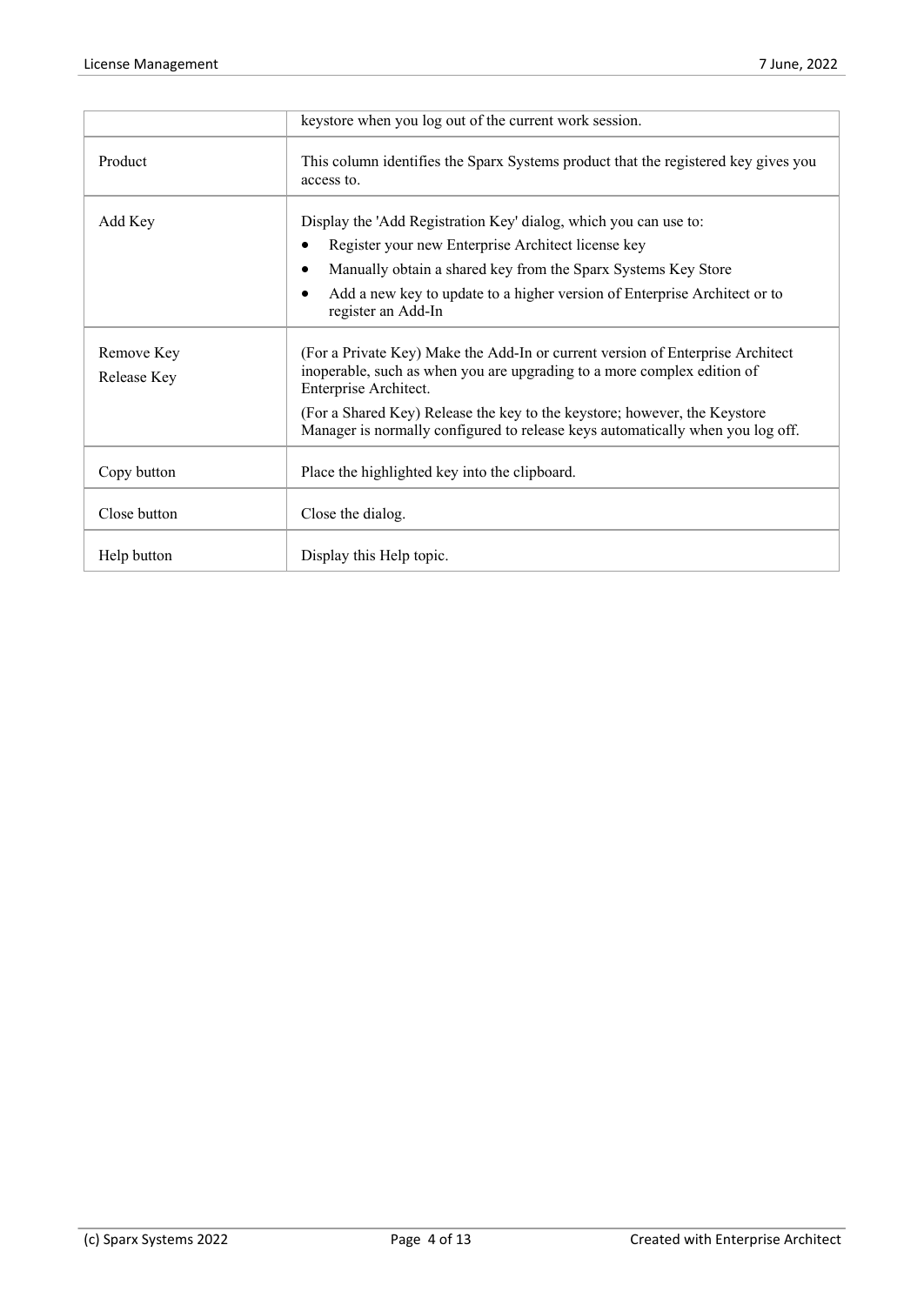| | |
|---|---|
| | keystore when you log out of the current work session. |
| Product | This column identifies the Sparx Systems product that the registered key gives you access to. |
| Add Key | Display the 'Add Registration Key' dialog, which you can use to:<br>• Register your new Enterprise Architect license key<br>• Manually obtain a shared key from the Sparx Systems Key Store<br>• Add a new key to update to a higher version of Enterprise Architect or to register an Add-In |
| Remove Key<br>Release Key | (For a Private Key) Make the Add-In or current version of Enterprise Architect inoperable, such as when you are upgrading to a more complex edition of Enterprise Architect.<br>(For a Shared Key) Release the key to the keystore; however, the Keystore Manager is normally configured to release keys automatically when you log off. |
| Copy button | Place the highlighted key into the clipboard. |
| Close button | Close the dialog. |
| Help button | Display this Help topic. |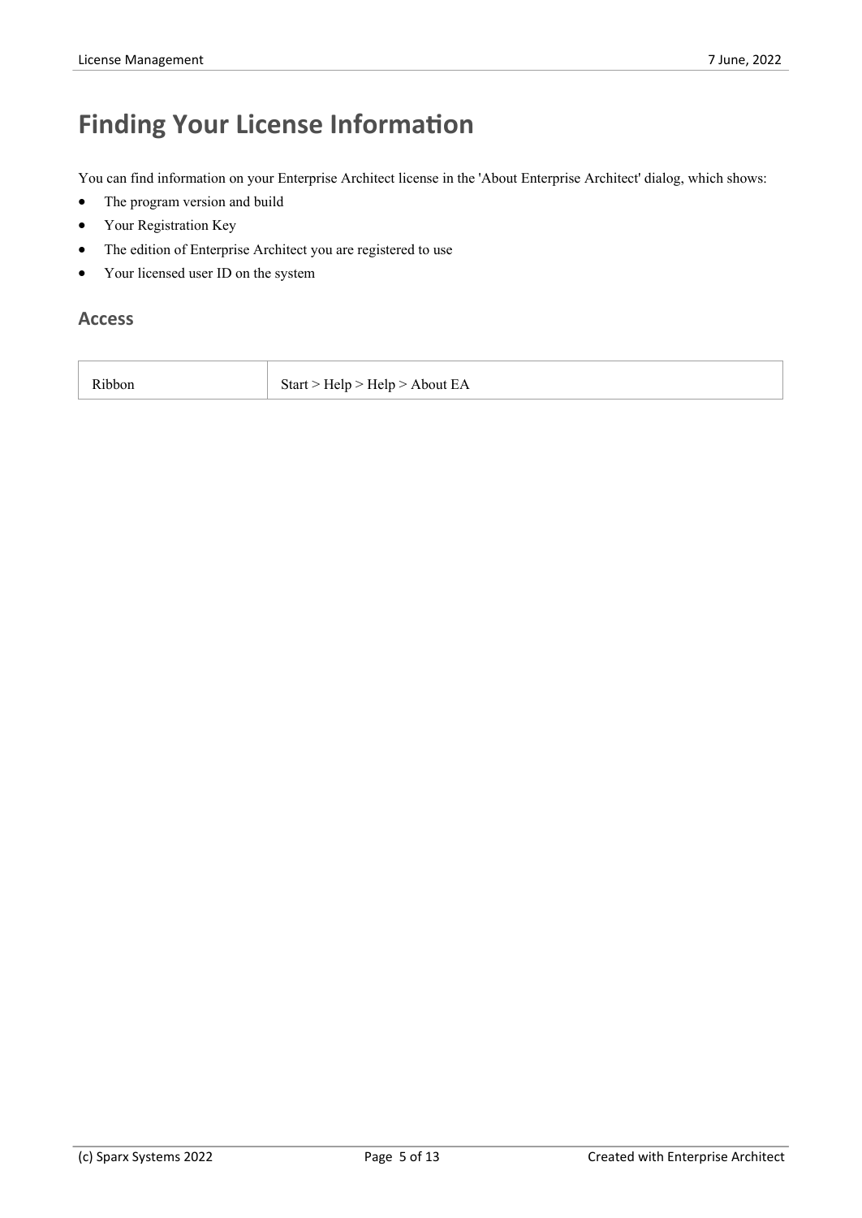# Finding Your License Information

You can find information on your Enterprise Architect license in the 'About Enterprise Architect' dialog, which shows:

- The program version and build
- Your Registration Key
- The edition of Enterprise Architect you are registered to use
- Your licensed user ID on the system

## Access

| | |
|---|---|
| Ribbon | Start > Help > Help > About EA |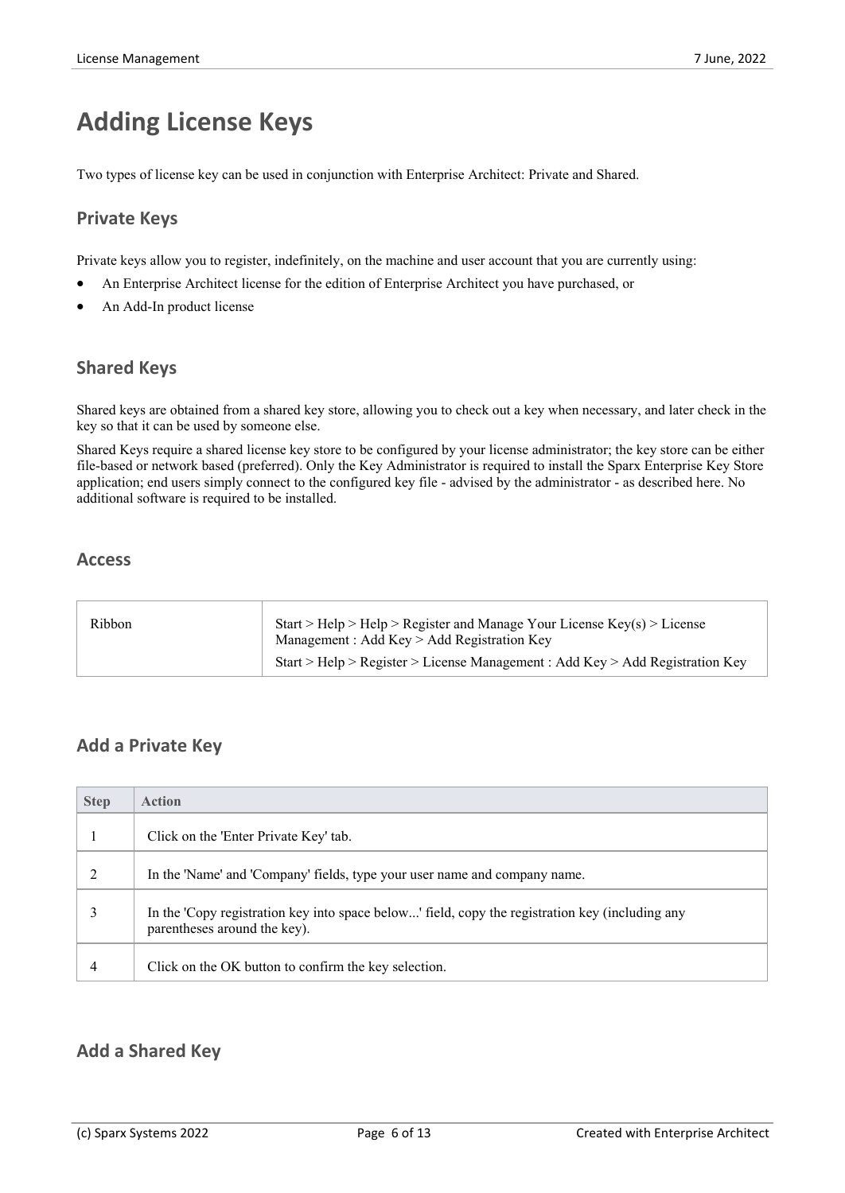# Adding License Keys

Two types of license key can be used in conjunction with Enterprise Architect: Private and Shared.

## Private Keys

Private keys allow you to register, indefinitely, on the machine and user account that you are currently using:

- An Enterprise Architect license for the edition of Enterprise Architect you have purchased, or
- An Add-In product license

## Shared Keys

Shared keys are obtained from a shared key store, allowing you to check out a key when necessary, and later check in the key so that it can be used by someone else.

Shared Keys require a shared license key store to be configured by your license administrator; the key store can be either file-based or network based (preferred). Only the Key Administrator is required to install the Sparx Enterprise Key Store application; end users simply connect to the configured key file - advised by the administrator - as described here. No additional software is required to be installed.

## Access

| | |
|---|---|
| Ribbon | Start > Help > Help > Register and Manage Your License Key(s) > License Management : Add Key > Add Registration Key<br>Start > Help > Register > License Management : Add Key > Add Registration Key |

## Add a Private Key

| Step | Action |
|---|---|
| 1 | Click on the 'Enter Private Key' tab. |
| 2 | In the 'Name' and 'Company' fields, type your user name and company name. |
| 3 | In the 'Copy registration key into space below...' field, copy the registration key (including any parentheses around the key). |
| 4 | Click on the OK button to confirm the key selection. |

## Add a Shared Key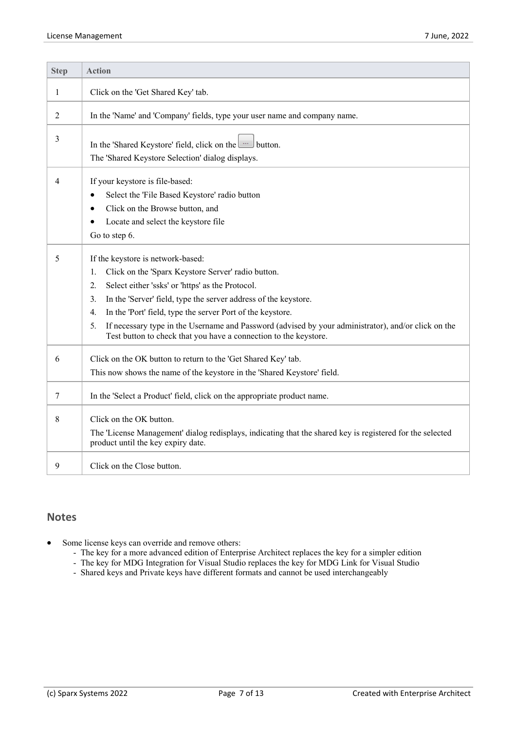| Step | Action |
| --- | --- |
| 1 | Click on the 'Get Shared Key' tab. |
| 2 | In the 'Name' and 'Company' fields, type your user name and company name. |
| 3 | In the 'Shared Keystore' field, click on the ... button.<br>The 'Shared Keystore Selection' dialog displays. |
| 4 | If your keystore is file-based:<br>• Select the 'File Based Keystore' radio button<br>• Click on the Browse button, and<br>• Locate and select the keystore file<br>Go to step 6. |
| 5 | If the keystore is network-based:<br>1. Click on the 'Sparx Keystore Server' radio button.<br>2. Select either 'ssks' or 'https' as the Protocol.<br>3. In the 'Server' field, type the server address of the keystore.<br>4. In the 'Port' field, type the server Port of the keystore.<br>5. If necessary type in the Username and Password (advised by your administrator), and/or click on the Test button to check that you have a connection to the keystore. |
| 6 | Click on the OK button to return to the 'Get Shared Key' tab.<br>This now shows the name of the keystore in the 'Shared Keystore' field. |
| 7 | In the 'Select a Product' field, click on the appropriate product name. |
| 8 | Click on the OK button.<br>The 'License Management' dialog redisplays, indicating that the shared key is registered for the selected product until the key expiry date. |
| 9 | Click on the Close button. |

## Notes

- Some license keys can override and remove others:
  - The key for a more advanced edition of Enterprise Architect replaces the key for a simpler edition
  - The key for MDG Integration for Visual Studio replaces the key for MDG Link for Visual Studio
  - Shared keys and Private keys have different formats and cannot be used interchangeably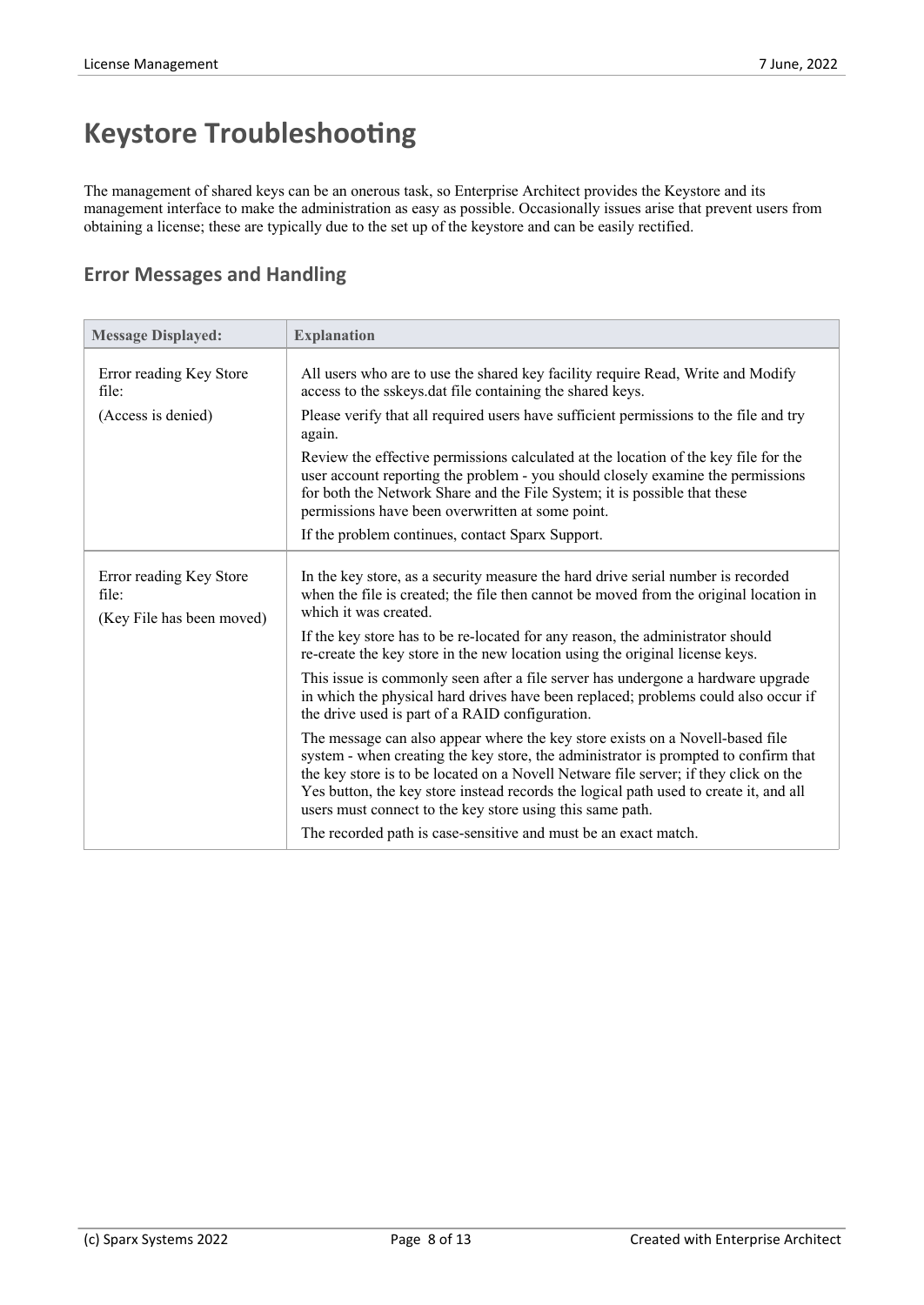# Keystore Troubleshooting

The management of shared keys can be an onerous task, so Enterprise Architect provides the Keystore and its management interface to make the administration as easy as possible. Occasionally issues arise that prevent users from obtaining a license; these are typically due to the set up of the keystore and can be easily rectified.

## Error Messages and Handling

| Message Displayed: | Explanation |
|---|---|
| Error reading Key Store file:<br>(Access is denied) | All users who are to use the shared key facility require Read, Write and Modify access to the sskeys.dat file containing the shared keys.<br>Please verify that all required users have sufficient permissions to the file and try again.<br>Review the effective permissions calculated at the location of the key file for the user account reporting the problem - you should closely examine the permissions for both the Network Share and the File System; it is possible that these permissions have been overwritten at some point.<br>If the problem continues, contact Sparx Support. |
| Error reading Key Store file:<br>(Key File has been moved) | In the key store, as a security measure the hard drive serial number is recorded when the file is created; the file then cannot be moved from the original location in which it was created.<br>If the key store has to be re-located for any reason, the administrator should re-create the key store in the new location using the original license keys.<br>This issue is commonly seen after a file server has undergone a hardware upgrade in which the physical hard drives have been replaced; problems could also occur if the drive used is part of a RAID configuration.<br>The message can also appear where the key store exists on a Novell-based file system - when creating the key store, the administrator is prompted to confirm that the key store is to be located on a Novell Netware file server; if they click on the Yes button, the key store instead records the logical path used to create it, and all users must connect to the key store using this same path.<br>The recorded path is case-sensitive and must be an exact match. |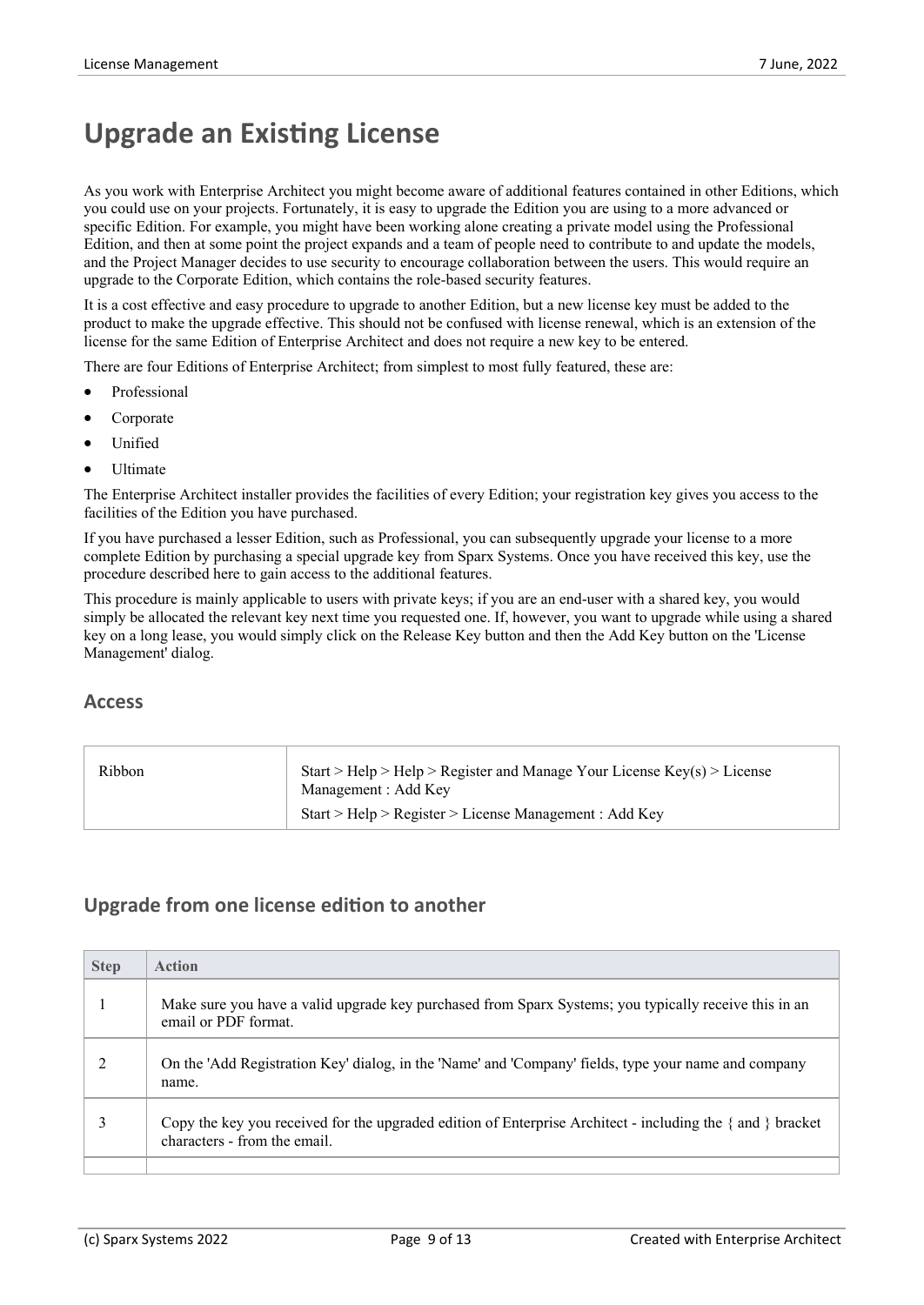# Upgrade an Existing License

As you work with Enterprise Architect you might become aware of additional features contained in other Editions, which you could use on your projects. Fortunately, it is easy to upgrade the Edition you are using to a more advanced or specific Edition. For example, you might have been working alone creating a private model using the Professional Edition, and then at some point the project expands and a team of people need to contribute to and update the models, and the Project Manager decides to use security to encourage collaboration between the users. This would require an upgrade to the Corporate Edition, which contains the role-based security features.

It is a cost effective and easy procedure to upgrade to another Edition, but a new license key must be added to the product to make the upgrade effective. This should not be confused with license renewal, which is an extension of the license for the same Edition of Enterprise Architect and does not require a new key to be entered.

There are four Editions of Enterprise Architect; from simplest to most fully featured, these are:

- Professional
- Corporate
- Unified
- Ultimate

The Enterprise Architect installer provides the facilities of every Edition; your registration key gives you access to the facilities of the Edition you have purchased.

If you have purchased a lesser Edition, such as Professional, you can subsequently upgrade your license to a more complete Edition by purchasing a special upgrade key from Sparx Systems. Once you have received this key, use the procedure described here to gain access to the additional features.

This procedure is mainly applicable to users with private keys; if you are an end-user with a shared key, you would simply be allocated the relevant key next time you requested one. If, however, you want to upgrade while using a shared key on a long lease, you would simply click on the Release Key button and then the Add Key button on the 'License Management' dialog.

## Access

| | |
|---|---|
| Ribbon | Start > Help > Help > Register and Manage Your License Key(s) > License Management : Add Key<br>Start > Help > Register > License Management : Add Key |

## Upgrade from one license edition to another

| Step | Action |
|---|---|
| 1 | Make sure you have a valid upgrade key purchased from Sparx Systems; you typically receive this in an email or PDF format. |
| 2 | On the 'Add Registration Key' dialog, in the 'Name' and 'Company' fields, type your name and company name. |
| 3 | Copy the key you received for the upgraded edition of Enterprise Architect - including the { and } bracket characters - from the email. |
| | |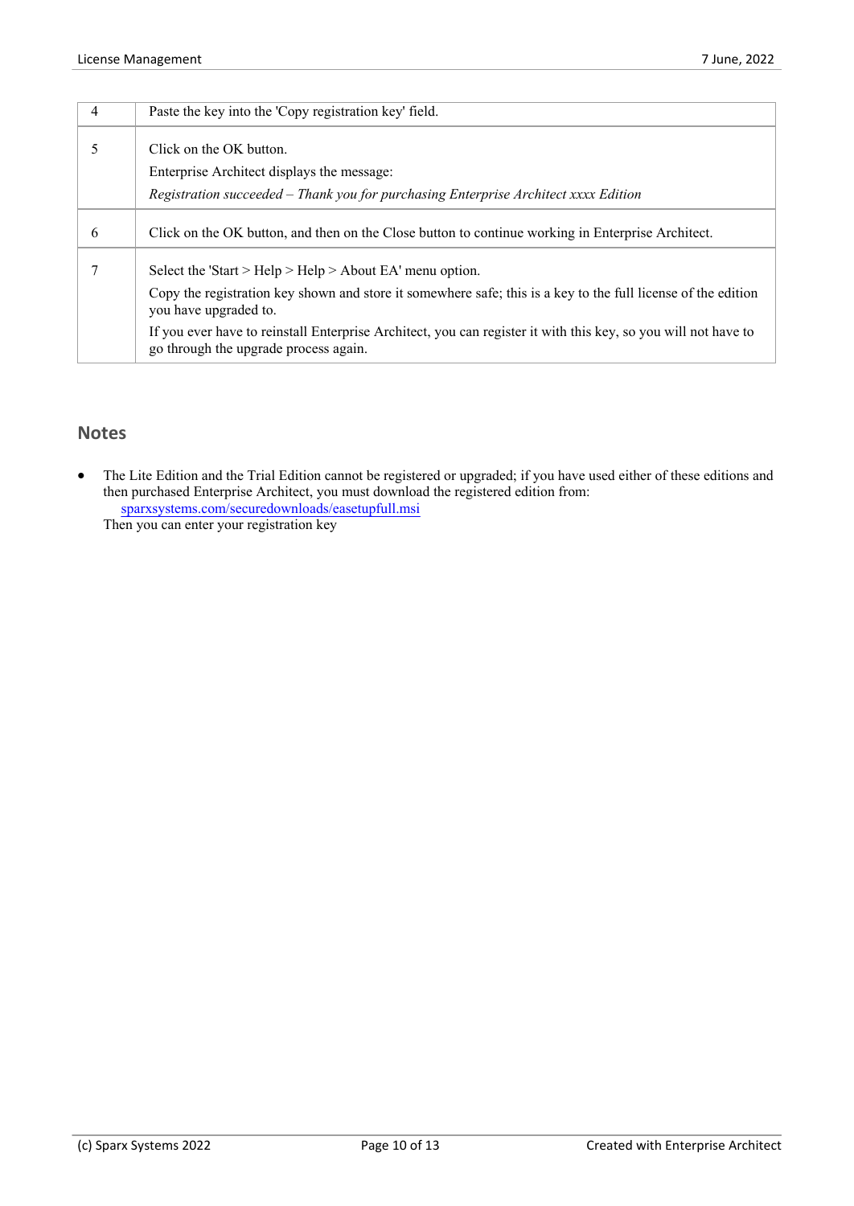| | |
|---|---|
| 4 | Paste the key into the 'Copy registration key' field. |
| 5 | Click on the OK button.<br>Enterprise Architect displays the message:<br>*Registration succeeded – Thank you for purchasing Enterprise Architect xxxx Edition* |
| 6 | Click on the OK button, and then on the Close button to continue working in Enterprise Architect. |
| 7 | Select the 'Start > Help > Help > About EA' menu option.<br>Copy the registration key shown and store it somewhere safe; this is a key to the full license of the edition you have upgraded to.<br>If you ever have to reinstall Enterprise Architect, you can register it with this key, so you will not have to go through the upgrade process again. |

## Notes

- The Lite Edition and the Trial Edition cannot be registered or upgraded; if you have used either of these editions and then purchased Enterprise Architect, you must download the registered edition from:
  sparxsystems.com/securedownloads/easetupfull.msi
  Then you can enter your registration key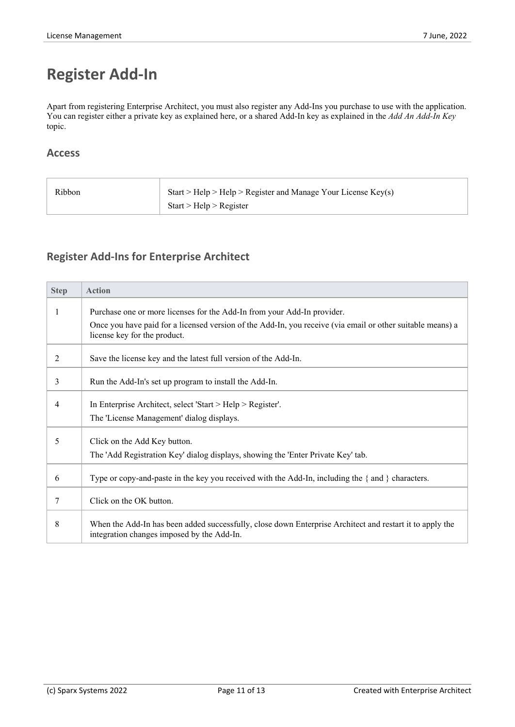# Register Add-In

Apart from registering Enterprise Architect, you must also register any Add-Ins you purchase to use with the application. You can register either a private key as explained here, or a shared Add-In key as explained in the *Add An Add-In Key* topic.

## Access

| | |
|---|---|
| Ribbon | Start > Help > Help > Register and Manage Your License Key(s)<br>Start > Help > Register |

## Register Add-Ins for Enterprise Architect

| Step | Action |
|---|---|
| 1 | Purchase one or more licenses for the Add-In from your Add-In provider.<br>Once you have paid for a licensed version of the Add-In, you receive (via email or other suitable means) a license key for the product. |
| 2 | Save the license key and the latest full version of the Add-In. |
| 3 | Run the Add-In's set up program to install the Add-In. |
| 4 | In Enterprise Architect, select 'Start > Help > Register'.<br>The 'License Management' dialog displays. |
| 5 | Click on the Add Key button.<br>The 'Add Registration Key' dialog displays, showing the 'Enter Private Key' tab. |
| 6 | Type or copy-and-paste in the key you received with the Add-In, including the { and } characters. |
| 7 | Click on the OK button. |
| 8 | When the Add-In has been added successfully, close down Enterprise Architect and restart it to apply the integration changes imposed by the Add-In. |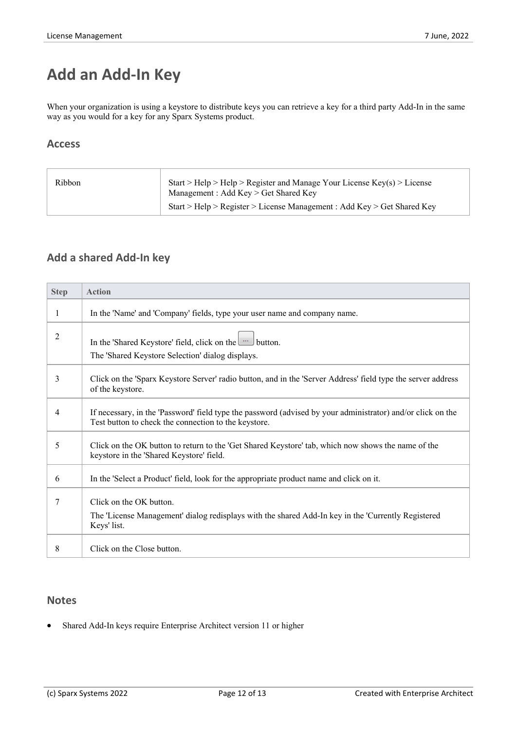# Add an Add-In Key

When your organization is using a keystore to distribute keys you can retrieve a key for a third party Add-In in the same way as you would for a key for any Sparx Systems product.

## Access

| | |
|---|---|
| Ribbon | Start > Help > Help > Register and Manage Your License Key(s) > License Management : Add Key > Get Shared Key<br>Start > Help > Register > License Management : Add Key > Get Shared Key |

## Add a shared Add-In key

| Step | Action |
|---|---|
| 1 | In the 'Name' and 'Company' fields, type your user name and company name. |
| 2 | In the 'Shared Keystore' field, click on the ... button.<br>The 'Shared Keystore Selection' dialog displays. |
| 3 | Click on the 'Sparx Keystore Server' radio button, and in the 'Server Address' field type the server address of the keystore. |
| 4 | If necessary, in the 'Password' field type the password (advised by your administrator) and/or click on the Test button to check the connection to the keystore. |
| 5 | Click on the OK button to return to the 'Get Shared Keystore' tab, which now shows the name of the keystore in the 'Shared Keystore' field. |
| 6 | In the 'Select a Product' field, look for the appropriate product name and click on it. |
| 7 | Click on the OK button.<br>The 'License Management' dialog redisplays with the shared Add-In key in the 'Currently Registered Keys' list. |
| 8 | Click on the Close button. |

## Notes

- Shared Add-In keys require Enterprise Architect version 11 or higher